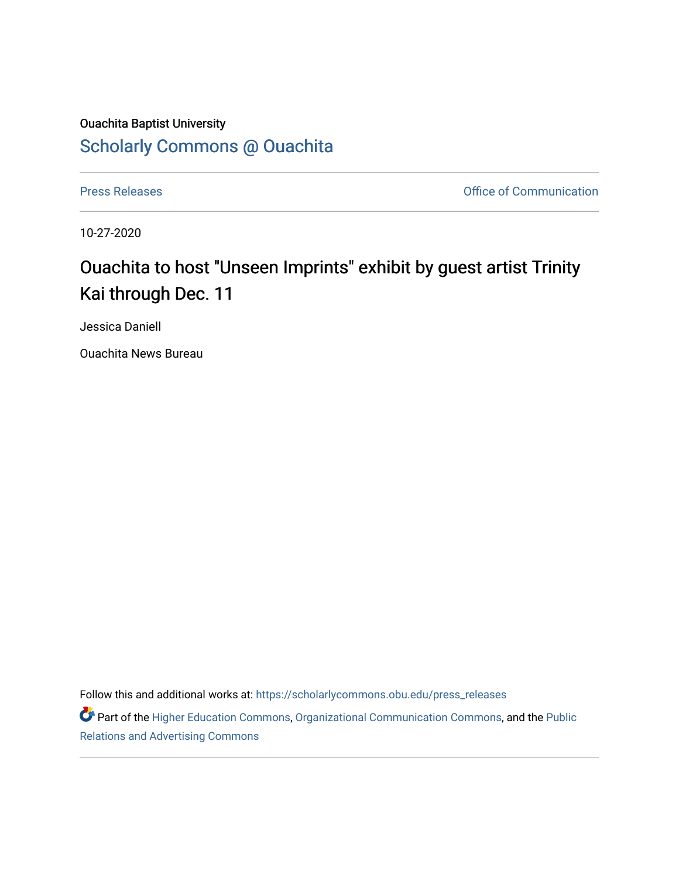Ouachita Baptist University

## Scholarly Commons @ Ouachita

Press Releases | Office of Communication

10-27-2020

# Ouachita to host "Unseen Imprints" exhibit by guest artist Trinity Kai through Dec. 11

Jessica Daniell

Ouachita News Bureau

Follow this and additional works at: https://scholarlycommons.obu.edu/press_releases

Part of the Higher Education Commons, Organizational Communication Commons, and the Public Relations and Advertising Commons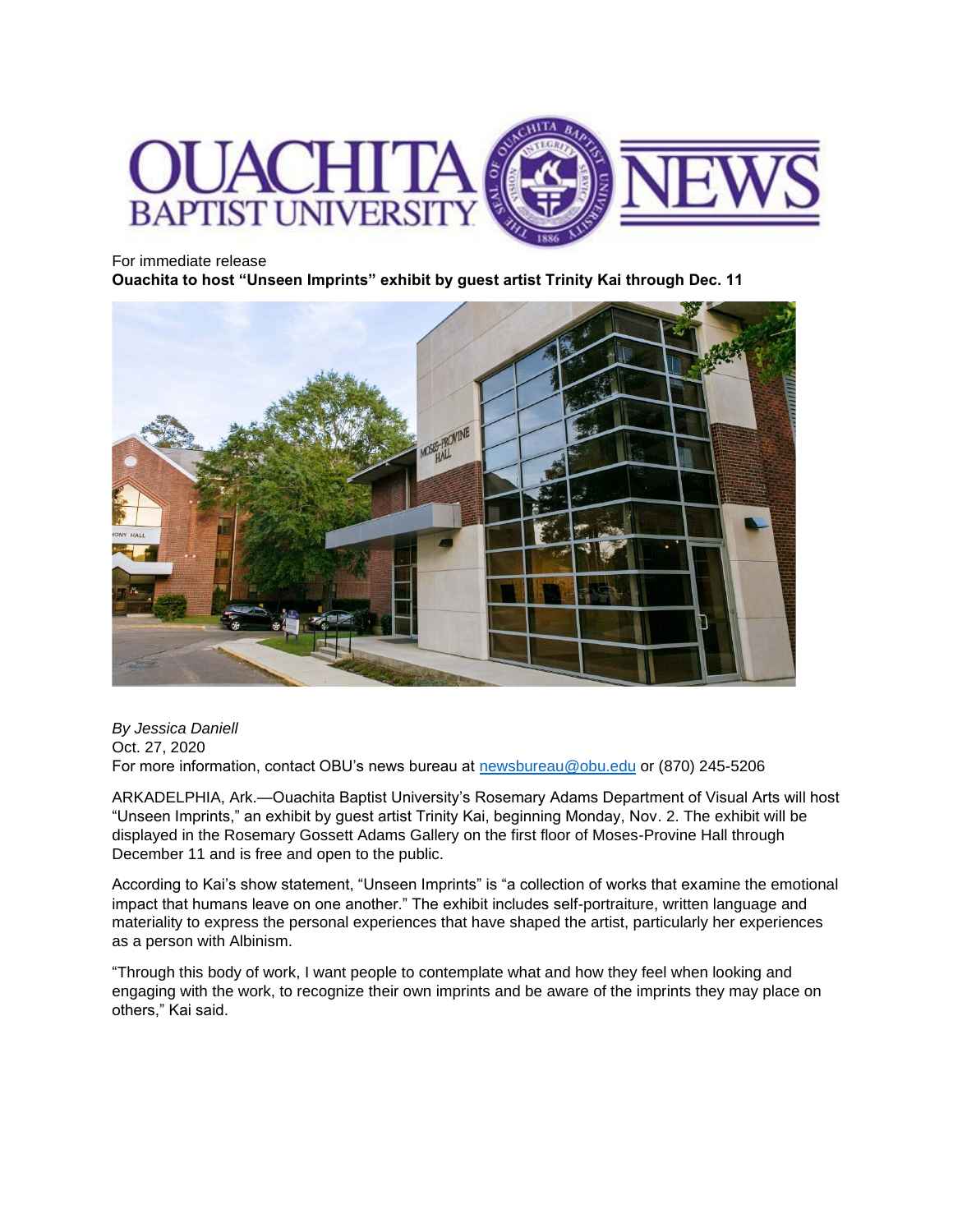For immediate release

**Ouachita to host “Unseen Imprints” exhibit by guest artist Trinity Kai through Dec. 11**

*By Jessica Daniell*
Oct. 27, 2020
For more information, contact OBU’s news bureau at newsbureau@obu.edu or (870) 245-5206

ARKADELPHIA, Ark.—Ouachita Baptist University’s Rosemary Adams Department of Visual Arts will host “Unseen Imprints,” an exhibit by guest artist Trinity Kai, beginning Monday, Nov. 2. The exhibit will be displayed in the Rosemary Gossett Adams Gallery on the first floor of Moses-Provine Hall through December 11 and is free and open to the public.

According to Kai’s show statement, “Unseen Imprints” is “a collection of works that examine the emotional impact that humans leave on one another.” The exhibit includes self-portraiture, written language and materiality to express the personal experiences that have shaped the artist, particularly her experiences as a person with Albinism.

“Through this body of work, I want people to contemplate what and how they feel when looking and engaging with the work, to recognize their own imprints and be aware of the imprints they may place on others,” Kai said.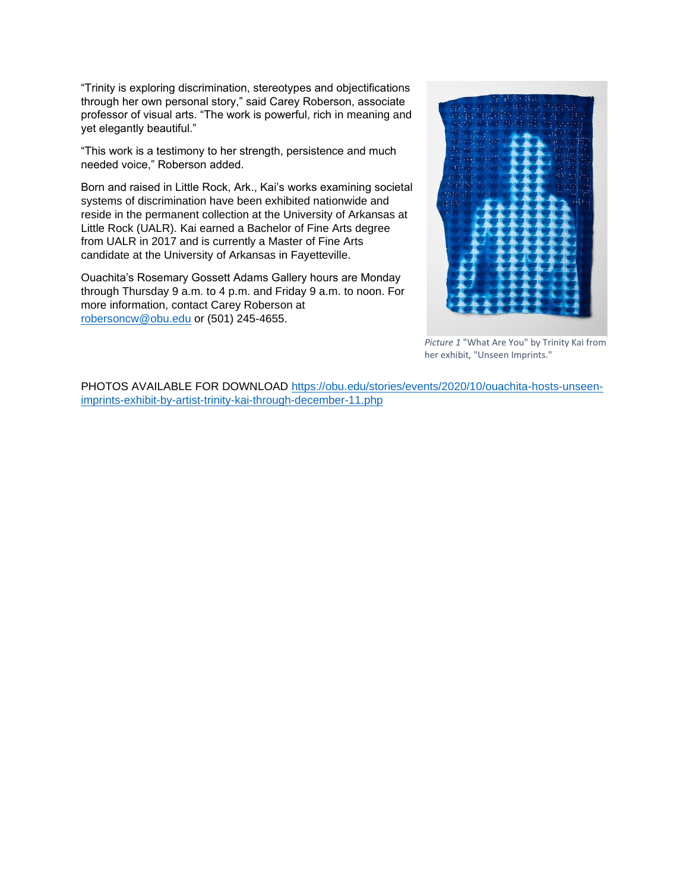"Trinity is exploring discrimination, stereotypes and objectifications through her own personal story," said Carey Roberson, associate professor of visual arts. "The work is powerful, rich in meaning and yet elegantly beautiful."

"This work is a testimony to her strength, persistence and much needed voice," Roberson added.

Born and raised in Little Rock, Ark., Kai's works examining societal systems of discrimination have been exhibited nationwide and reside in the permanent collection at the University of Arkansas at Little Rock (UALR). Kai earned a Bachelor of Fine Arts degree from UALR in 2017 and is currently a Master of Fine Arts candidate at the University of Arkansas in Fayetteville.

Ouachita's Rosemary Gossett Adams Gallery hours are Monday through Thursday 9 a.m. to 4 p.m. and Friday 9 a.m. to noon. For more information, contact Carey Roberson at [robersoncw@obu.edu](mailto:robersoncw@obu.edu) or (501) 245-4655.

*Picture 1* "What Are You" by Trinity Kai from her exhibit, "Unseen Imprints."

PHOTOS AVAILABLE FOR DOWNLOAD [https://obu.edu/stories/events/2020/10/ouachita-hosts-unseen-imprints-exhibit-by-artist-trinity-kai-through-december-11.php](https://obu.edu/stories/events/2020/10/ouachita-hosts-unseen-imprints-exhibit-by-artist-trinity-kai-through-december-11.php)